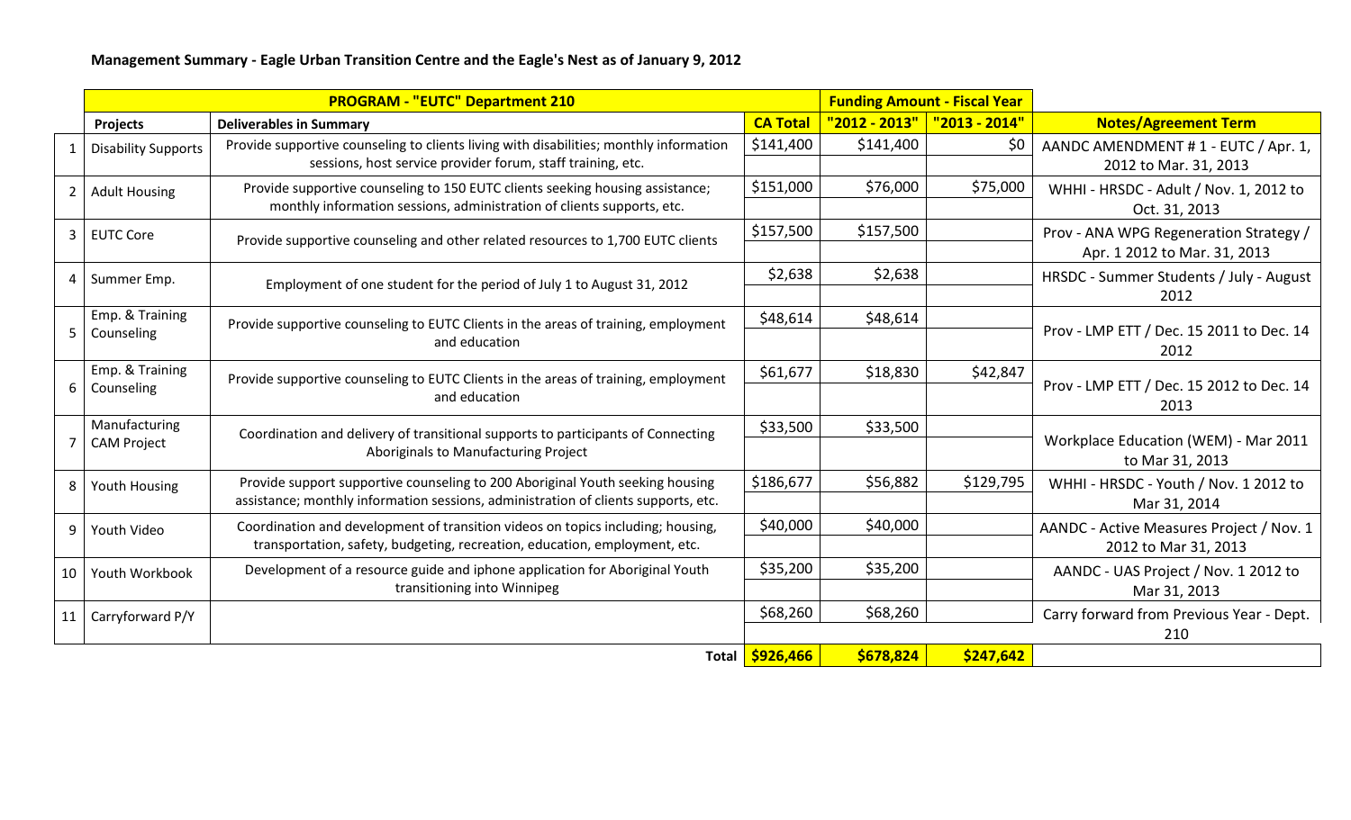**Management Summary - Eagle Urban Transition Centre and the Eagle's Nest as of January 9, 2012**

| | PROGRAM - "EUTC" Department 210 | | | Funding Amount - Fiscal Year | | |
|---|---|---|---|---|---|---|
| | **Projects** | **Deliverables in Summary** | **CA Total** | **"2012 - 2013"** | **"2013 - 2014"** | **Notes/Agreement Term** |
| 1 | Disability Supports | Provide supportive counseling to clients living with disabilities; monthly information sessions, host service provider forum, staff training, etc. | $141,400 | $141,400 | $0 | AANDC AMENDMENT # 1 - EUTC / Apr. 1, 2012 to Mar. 31, 2013 |
| 2 | Adult Housing | Provide supportive counseling to 150 EUTC clients seeking housing assistance; monthly information sessions, administration of clients supports, etc. | $151,000 | $76,000 | $75,000 | WHHI - HRSDC - Adult / Nov. 1, 2012 to Oct. 31, 2013 |
| 3 | EUTC Core | Provide supportive counseling and other related resources to 1,700 EUTC clients | $157,500 | $157,500 | | Prov - ANA WPG Regeneration Strategy / Apr. 1 2012 to Mar. 31, 2013 |
| 4 | Summer Emp. | Employment of one student for the period of July 1 to August 31, 2012 | $2,638 | $2,638 | | HRSDC - Summer Students / July - August 2012 |
| 5 | Emp. & Training Counseling | Provide supportive counseling to EUTC Clients in the areas of training, employment and education | $48,614 | $48,614 | | Prov - LMP ETT / Dec. 15 2011 to Dec. 14 2012 |
| 6 | Emp. & Training Counseling | Provide supportive counseling to EUTC Clients in the areas of training, employment and education | $61,677 | $18,830 | $42,847 | Prov - LMP ETT / Dec. 15 2012 to Dec. 14 2013 |
| 7 | Manufacturing CAM Project | Coordination and delivery of transitional supports to participants of Connecting Aboriginals to Manufacturing Project | $33,500 | $33,500 | | Workplace Education (WEM) - Mar 2011 to Mar 31, 2013 |
| 8 | Youth Housing | Provide support supportive counseling to 200 Aboriginal Youth seeking housing assistance; monthly information sessions, administration of clients supports, etc. | $186,677 | $56,882 | $129,795 | WHHI - HRSDC - Youth / Nov. 1 2012 to Mar 31, 2014 |
| 9 | Youth Video | Coordination and development of transition videos on topics including; housing, transportation, safety, budgeting, recreation, education, employment, etc. | $40,000 | $40,000 | | AANDC - Active Measures Project / Nov. 1 2012 to Mar 31, 2013 |
| 10 | Youth Workbook | Development of a resource guide and iphone application for Aboriginal Youth transitioning into Winnipeg | $35,200 | $35,200 | | AANDC - UAS Project / Nov. 1 2012 to Mar 31, 2013 |
| 11 | Carryforward P/Y | | $68,260 | $68,260 | | Carry forward from Previous Year - Dept. 210 |
| | | **Total** | **$926,466** | **$678,824** | **$247,642** | |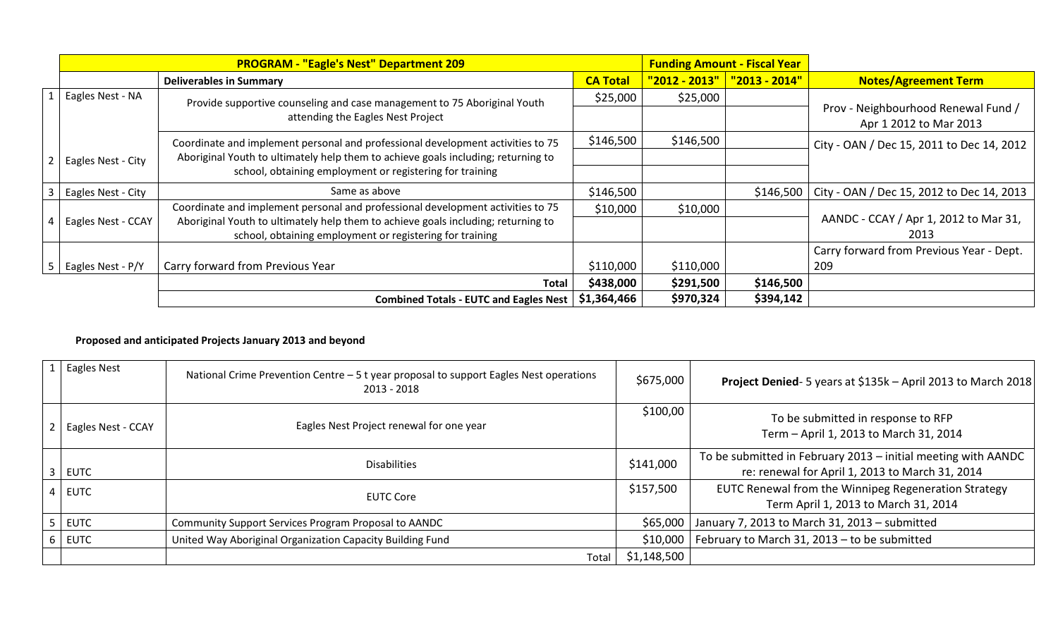| | PROGRAM - "Eagle's Nest" Department 209 | | | Funding Amount - Fiscal Year | | |
|---|---|---|---|---|---|---|
| | | Deliverables in Summary | CA Total | "2012 - 2013" | "2013 - 2014" | Notes/Agreement Term |
| 1 | Eagles Nest - NA | Provide supportive counseling and case management to 75 Aboriginal Youth attending the Eagles Nest Project | $25,000 | $25,000 | | Prov - Neighbourhood Renewal Fund / Apr 1 2012 to Mar 2013 |
| 2 | Eagles Nest - City | Coordinate and implement personal and professional development activities to 75 Aboriginal Youth to ultimately help them to achieve goals including; returning to school, obtaining employment or registering for training | $146,500 | $146,500 | | City - OAN / Dec 15, 2011 to Dec 14, 2012 |
| 3 | Eagles Nest - City | Same as above | $146,500 | | $146,500 | City - OAN / Dec 15, 2012 to Dec 14, 2013 |
| 4 | Eagles Nest - CCAY | Coordinate and implement personal and professional development activities to 75 Aboriginal Youth to ultimately help them to achieve goals including; returning to school, obtaining employment or registering for training | $10,000 | $10,000 | | AANDC - CCAY / Apr 1, 2012 to Mar 31, 2013 |
| 5 | Eagles Nest - P/Y | Carry forward from Previous Year | $110,000 | $110,000 | | Carry forward from Previous Year - Dept. 209 |
| | | **Total** | **$438,000** | **$291,500** | **$146,500** | |
| | | **Combined Totals - EUTC and Eagles Nest** | **$1,364,466** | **$970,324** | **$394,142** | |

**Proposed and anticipated Projects January 2013 and beyond**

| | | | | |
|---|---|---|---|---|
| 1 | Eagles Nest | National Crime Prevention Centre – 5 t year proposal to support Eagles Nest operations 2013 - 2018 | $675,000 | **Project Denied**- 5 years at $135k – April 2013 to March 2018 |
| 2 | Eagles Nest - CCAY | Eagles Nest Project renewal for one year | $100,00 | To be submitted in response to RFP Term – April 1, 2013 to March 31, 2014 |
| 3 | EUTC | Disabilities | $141,000 | To be submitted in February 2013 – initial meeting with AANDC re: renewal for April 1, 2013 to March 31, 2014 |
| 4 | EUTC | EUTC Core | $157,500 | EUTC Renewal from the Winnipeg Regeneration Strategy Term April 1, 2013 to March 31, 2014 |
| 5 | EUTC | Community Support Services Program Proposal to AANDC | $65,000 | January 7, 2013 to March 31, 2013 – submitted |
| 6 | EUTC | United Way Aboriginal Organization Capacity Building Fund | $10,000 | February to March 31, 2013 – to be submitted |
| | | Total | $1,148,500 | |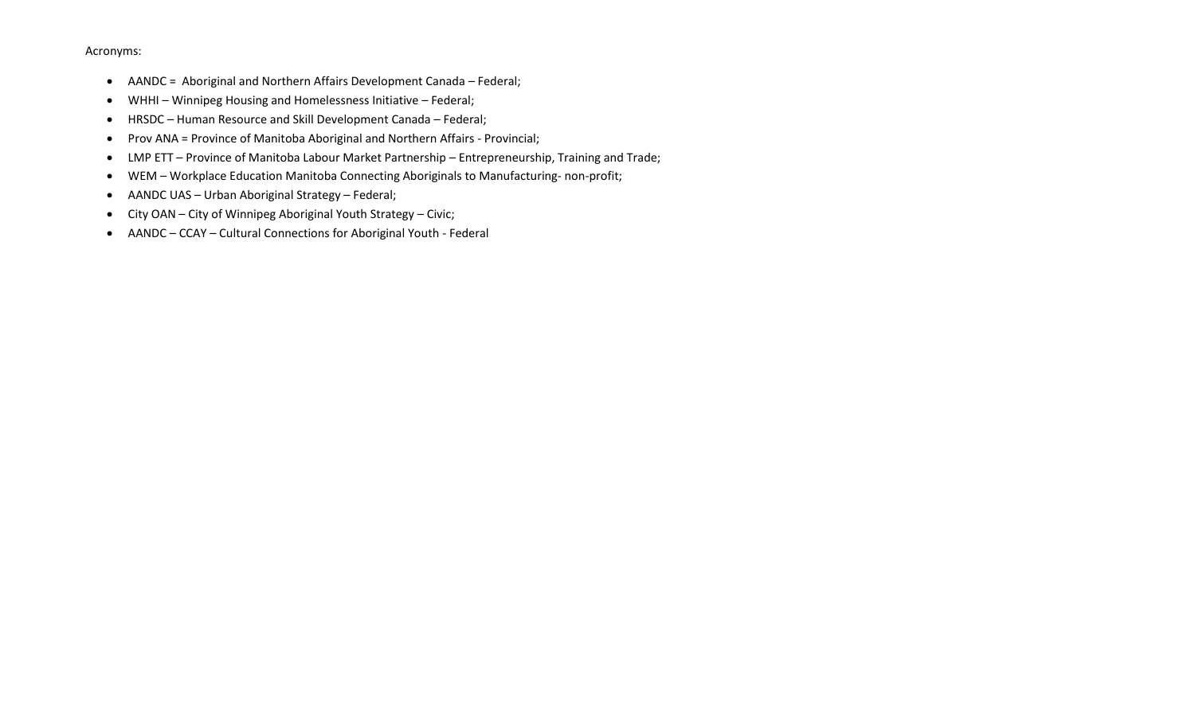Acronyms:

- AANDC = Aboriginal and Northern Affairs Development Canada – Federal;
- WHHI – Winnipeg Housing and Homelessness Initiative – Federal;
- HRSDC – Human Resource and Skill Development Canada – Federal;
- Prov ANA = Province of Manitoba Aboriginal and Northern Affairs - Provincial;
- LMP ETT – Province of Manitoba Labour Market Partnership – Entrepreneurship, Training and Trade;
- WEM – Workplace Education Manitoba Connecting Aboriginals to Manufacturing- non-profit;
- AANDC UAS – Urban Aboriginal Strategy – Federal;
- City OAN – City of Winnipeg Aboriginal Youth Strategy – Civic;
- AANDC – CCAY – Cultural Connections for Aboriginal Youth - Federal